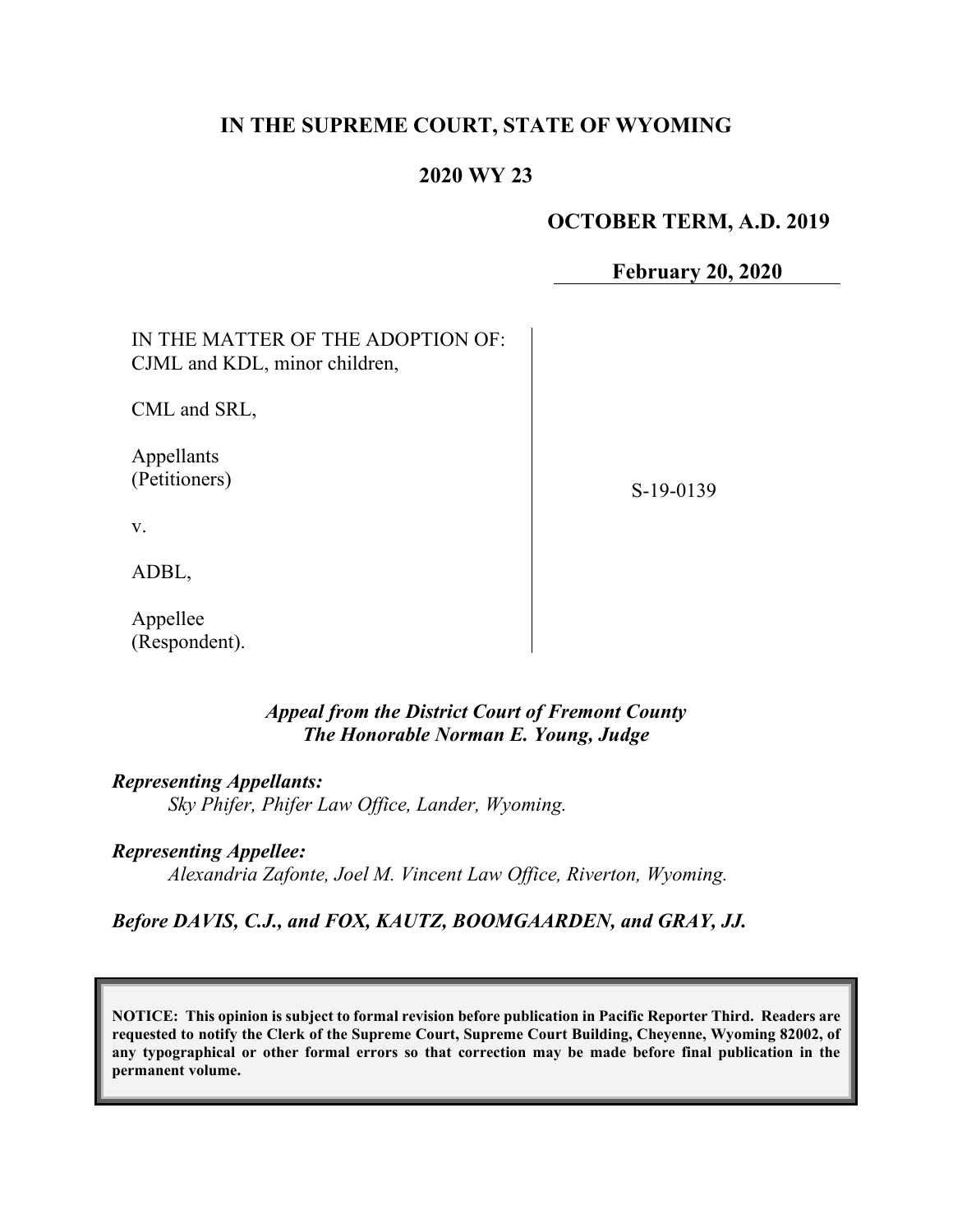# IN THE SUPREME COURT, STATE OF WYOMING

## 2020 WY 23

**OCTOBER TERM, A.D. 2019**

**February 20, 2020**

IN THE MATTER OF THE ADOPTION OF: CJML and KDL, minor children,

CML and SRL,

Appellants (Petitioners)

v.

ADBL,

Appellee (Respondent).

S-19-0139

***Appeal from the District Court of Fremont County***
***The Honorable Norman E. Young, Judge***

***Representing Appellants:***
*Sky Phifer, Phifer Law Office, Lander, Wyoming.*

***Representing Appellee:***
*Alexandria Zafonte, Joel M. Vincent Law Office, Riverton, Wyoming.*

***Before DAVIS, C.J., and FOX, KAUTZ, BOOMGAARDEN, and GRAY, JJ.***

**NOTICE: This opinion is subject to formal revision before publication in Pacific Reporter Third. Readers are requested to notify the Clerk of the Supreme Court, Supreme Court Building, Cheyenne, Wyoming 82002, of any typographical or other formal errors so that correction may be made before final publication in the permanent volume.**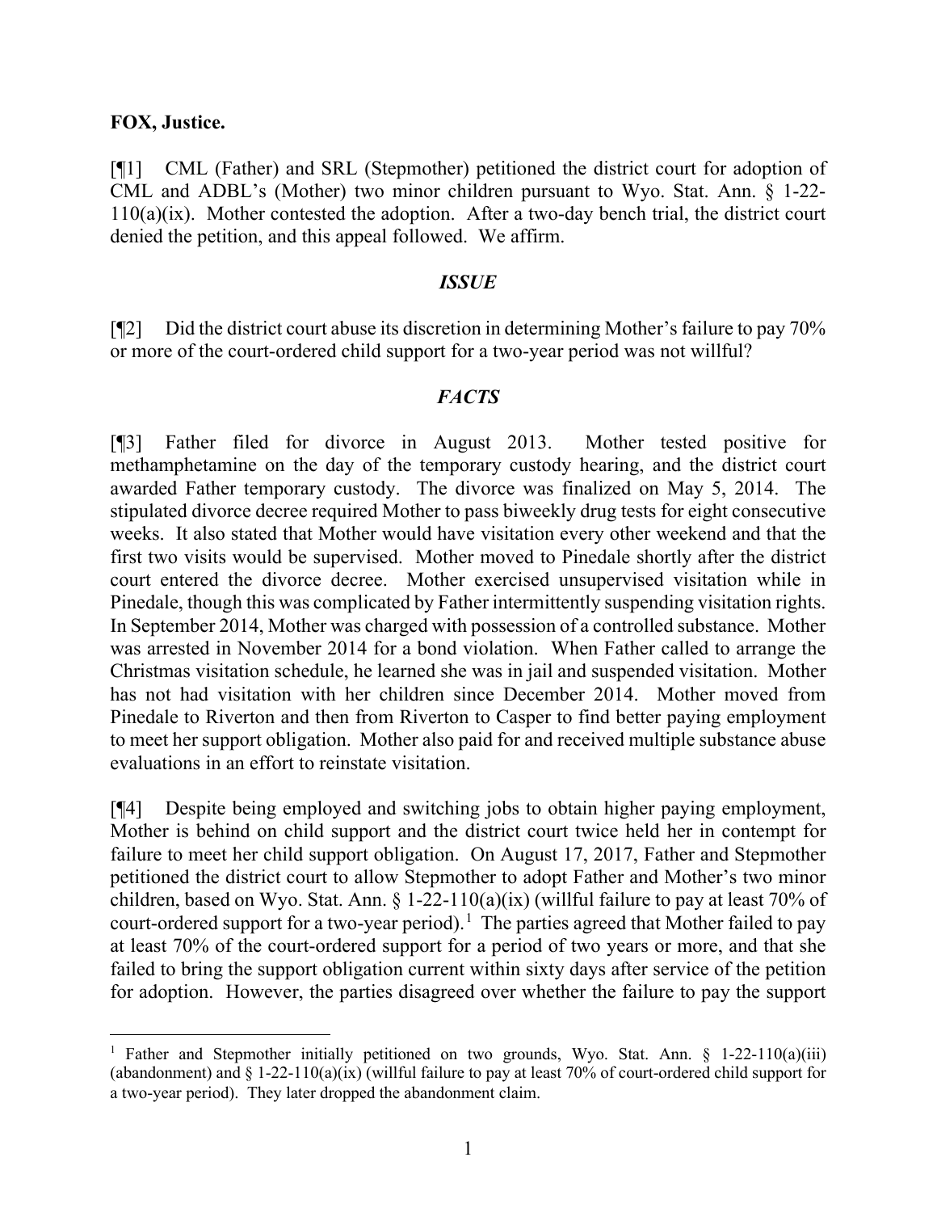**FOX, Justice.**

[¶1] CML (Father) and SRL (Stepmother) petitioned the district court for adoption of CML and ADBL's (Mother) two minor children pursuant to Wyo. Stat. Ann. § 1-22-110(a)(ix). Mother contested the adoption. After a two-day bench trial, the district court denied the petition, and this appeal followed. We affirm.

### *ISSUE*

[¶2] Did the district court abuse its discretion in determining Mother's failure to pay 70% or more of the court-ordered child support for a two-year period was not willful?

### *FACTS*

[¶3] Father filed for divorce in August 2013. Mother tested positive for methamphetamine on the day of the temporary custody hearing, and the district court awarded Father temporary custody. The divorce was finalized on May 5, 2014. The stipulated divorce decree required Mother to pass biweekly drug tests for eight consecutive weeks. It also stated that Mother would have visitation every other weekend and that the first two visits would be supervised. Mother moved to Pinedale shortly after the district court entered the divorce decree. Mother exercised unsupervised visitation while in Pinedale, though this was complicated by Father intermittently suspending visitation rights. In September 2014, Mother was charged with possession of a controlled substance. Mother was arrested in November 2014 for a bond violation. When Father called to arrange the Christmas visitation schedule, he learned she was in jail and suspended visitation. Mother has not had visitation with her children since December 2014. Mother moved from Pinedale to Riverton and then from Riverton to Casper to find better paying employment to meet her support obligation. Mother also paid for and received multiple substance abuse evaluations in an effort to reinstate visitation.

[¶4] Despite being employed and switching jobs to obtain higher paying employment, Mother is behind on child support and the district court twice held her in contempt for failure to meet her child support obligation. On August 17, 2017, Father and Stepmother petitioned the district court to allow Stepmother to adopt Father and Mother's two minor children, based on Wyo. Stat. Ann. § 1-22-110(a)(ix) (willful failure to pay at least 70% of court-ordered support for a two-year period).[1] The parties agreed that Mother failed to pay at least 70% of the court-ordered support for a period of two years or more, and that she failed to bring the support obligation current within sixty days after service of the petition for adoption. However, the parties disagreed over whether the failure to pay the support

---

[1] Father and Stepmother initially petitioned on two grounds, Wyo. Stat. Ann. § 1-22-110(a)(iii) (abandonment) and § 1-22-110(a)(ix) (willful failure to pay at least 70% of court-ordered child support for a two-year period). They later dropped the abandonment claim.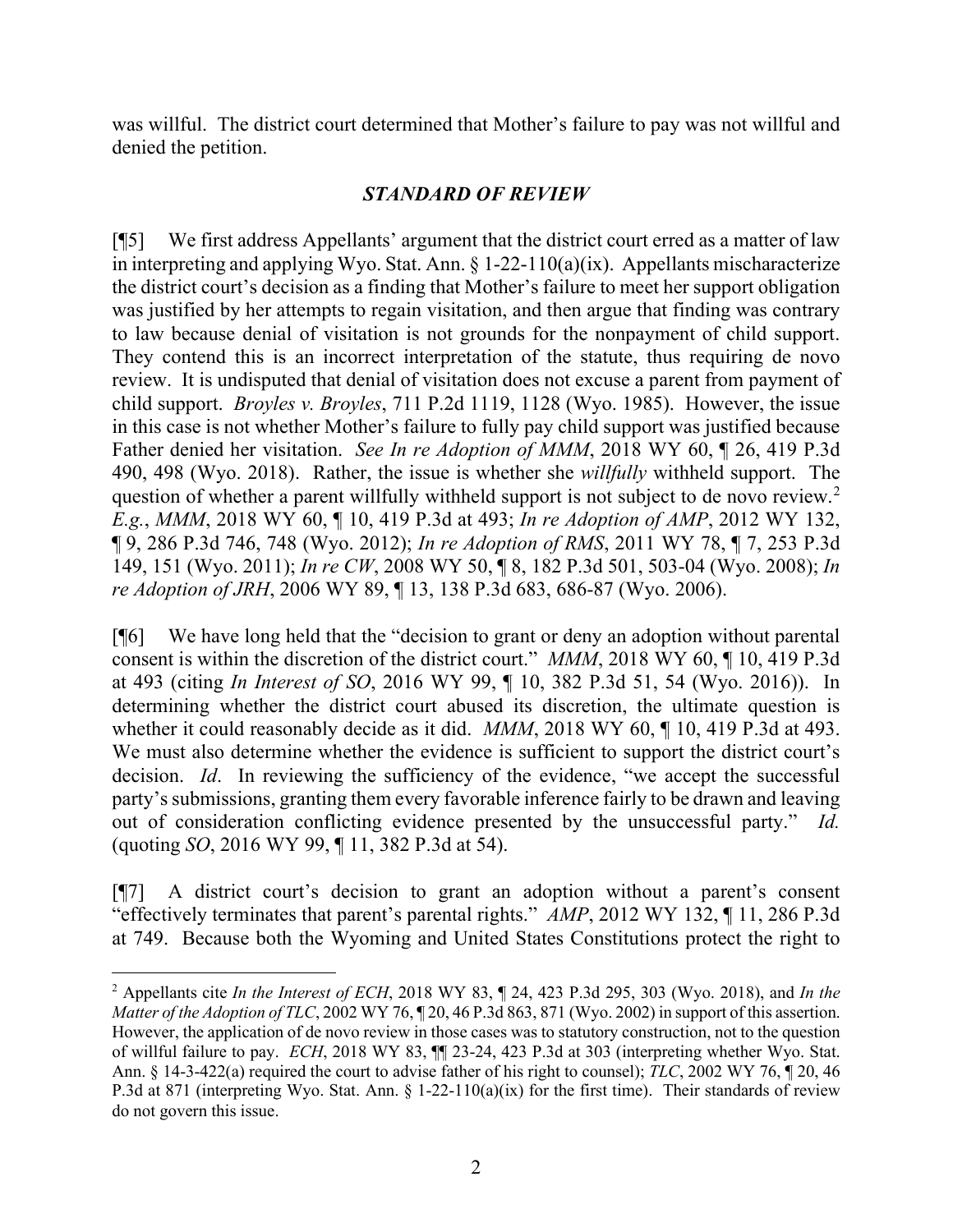was willful. The district court determined that Mother's failure to pay was not willful and denied the petition.

## *STANDARD OF REVIEW*

[¶5] We first address Appellants' argument that the district court erred as a matter of law in interpreting and applying Wyo. Stat. Ann. § 1-22-110(a)(ix). Appellants mischaracterize the district court's decision as a finding that Mother's failure to meet her support obligation was justified by her attempts to regain visitation, and then argue that finding was contrary to law because denial of visitation is not grounds for the nonpayment of child support. They contend this is an incorrect interpretation of the statute, thus requiring de novo review. It is undisputed that denial of visitation does not excuse a parent from payment of child support. *Broyles v. Broyles*, 711 P.2d 1119, 1128 (Wyo. 1985). However, the issue in this case is not whether Mother's failure to fully pay child support was justified because Father denied her visitation. *See In re Adoption of MMM*, 2018 WY 60, ¶ 26, 419 P.3d 490, 498 (Wyo. 2018). Rather, the issue is whether she *willfully* withheld support. The question of whether a parent willfully withheld support is not subject to de novo review.[2] *E.g.*, *MMM*, 2018 WY 60, ¶ 10, 419 P.3d at 493; *In re Adoption of AMP*, 2012 WY 132, ¶ 9, 286 P.3d 746, 748 (Wyo. 2012); *In re Adoption of RMS*, 2011 WY 78, ¶ 7, 253 P.3d 149, 151 (Wyo. 2011); *In re CW*, 2008 WY 50, ¶ 8, 182 P.3d 501, 503-04 (Wyo. 2008); *In re Adoption of JRH*, 2006 WY 89, ¶ 13, 138 P.3d 683, 686-87 (Wyo. 2006).

[¶6] We have long held that the "decision to grant or deny an adoption without parental consent is within the discretion of the district court." *MMM*, 2018 WY 60, ¶ 10, 419 P.3d at 493 (citing *In Interest of SO*, 2016 WY 99, ¶ 10, 382 P.3d 51, 54 (Wyo. 2016)). In determining whether the district court abused its discretion, the ultimate question is whether it could reasonably decide as it did. *MMM*, 2018 WY 60, ¶ 10, 419 P.3d at 493. We must also determine whether the evidence is sufficient to support the district court's decision. *Id*. In reviewing the sufficiency of the evidence, "we accept the successful party's submissions, granting them every favorable inference fairly to be drawn and leaving out of consideration conflicting evidence presented by the unsuccessful party." *Id.* (quoting *SO*, 2016 WY 99, ¶ 11, 382 P.3d at 54).

[¶7] A district court's decision to grant an adoption without a parent's consent "effectively terminates that parent's parental rights." *AMP*, 2012 WY 132, ¶ 11, 286 P.3d at 749. Because both the Wyoming and United States Constitutions protect the right to

---

[2] Appellants cite *In the Interest of ECH*, 2018 WY 83, ¶ 24, 423 P.3d 295, 303 (Wyo. 2018), and *In the Matter of the Adoption of TLC*, 2002 WY 76, ¶ 20, 46 P.3d 863, 871 (Wyo. 2002) in support of this assertion. However, the application of de novo review in those cases was to statutory construction, not to the question of willful failure to pay. *ECH*, 2018 WY 83, ¶¶ 23-24, 423 P.3d at 303 (interpreting whether Wyo. Stat. Ann. § 14-3-422(a) required the court to advise father of his right to counsel); *TLC*, 2002 WY 76, ¶ 20, 46 P.3d at 871 (interpreting Wyo. Stat. Ann. § 1-22-110(a)(ix) for the first time). Their standards of review do not govern this issue.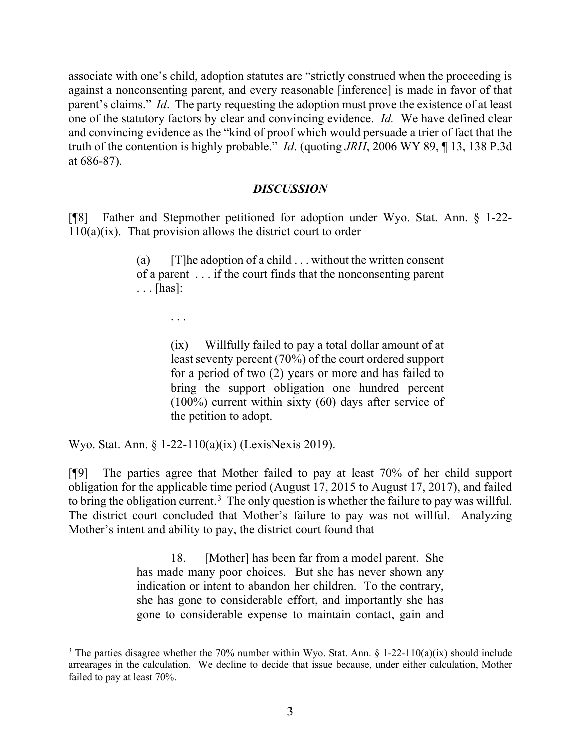associate with one's child, adoption statutes are "strictly construed when the proceeding is against a nonconsenting parent, and every reasonable [inference] is made in favor of that parent's claims." *Id*. The party requesting the adoption must prove the existence of at least one of the statutory factors by clear and convincing evidence. *Id.* We have defined clear and convincing evidence as the "kind of proof which would persuade a trier of fact that the truth of the contention is highly probable." *Id*. (quoting *JRH*, 2006 WY 89, ¶ 13, 138 P.3d at 686-87).

## *DISCUSSION*

[¶8] Father and Stepmother petitioned for adoption under Wyo. Stat. Ann. § 1-22-110(a)(ix). That provision allows the district court to order

> (a) [T]he adoption of a child . . . without the written consent of a parent . . . if the court finds that the nonconsenting parent . . . [has]:
>
> . . .
>
> (ix) Willfully failed to pay a total dollar amount of at least seventy percent (70%) of the court ordered support for a period of two (2) years or more and has failed to bring the support obligation one hundred percent (100%) current within sixty (60) days after service of the petition to adopt.

Wyo. Stat. Ann. § 1-22-110(a)(ix) (LexisNexis 2019).

[¶9] The parties agree that Mother failed to pay at least 70% of her child support obligation for the applicable time period (August 17, 2015 to August 17, 2017), and failed to bring the obligation current.[3] The only question is whether the failure to pay was willful. The district court concluded that Mother's failure to pay was not willful. Analyzing Mother's intent and ability to pay, the district court found that

> 18. [Mother] has been far from a model parent. She has made many poor choices. But she has never shown any indication or intent to abandon her children. To the contrary, she has gone to considerable effort, and importantly she has gone to considerable expense to maintain contact, gain and

---

[3] The parties disagree whether the 70% number within Wyo. Stat. Ann. § 1-22-110(a)(ix) should include arrearages in the calculation. We decline to decide that issue because, under either calculation, Mother failed to pay at least 70%.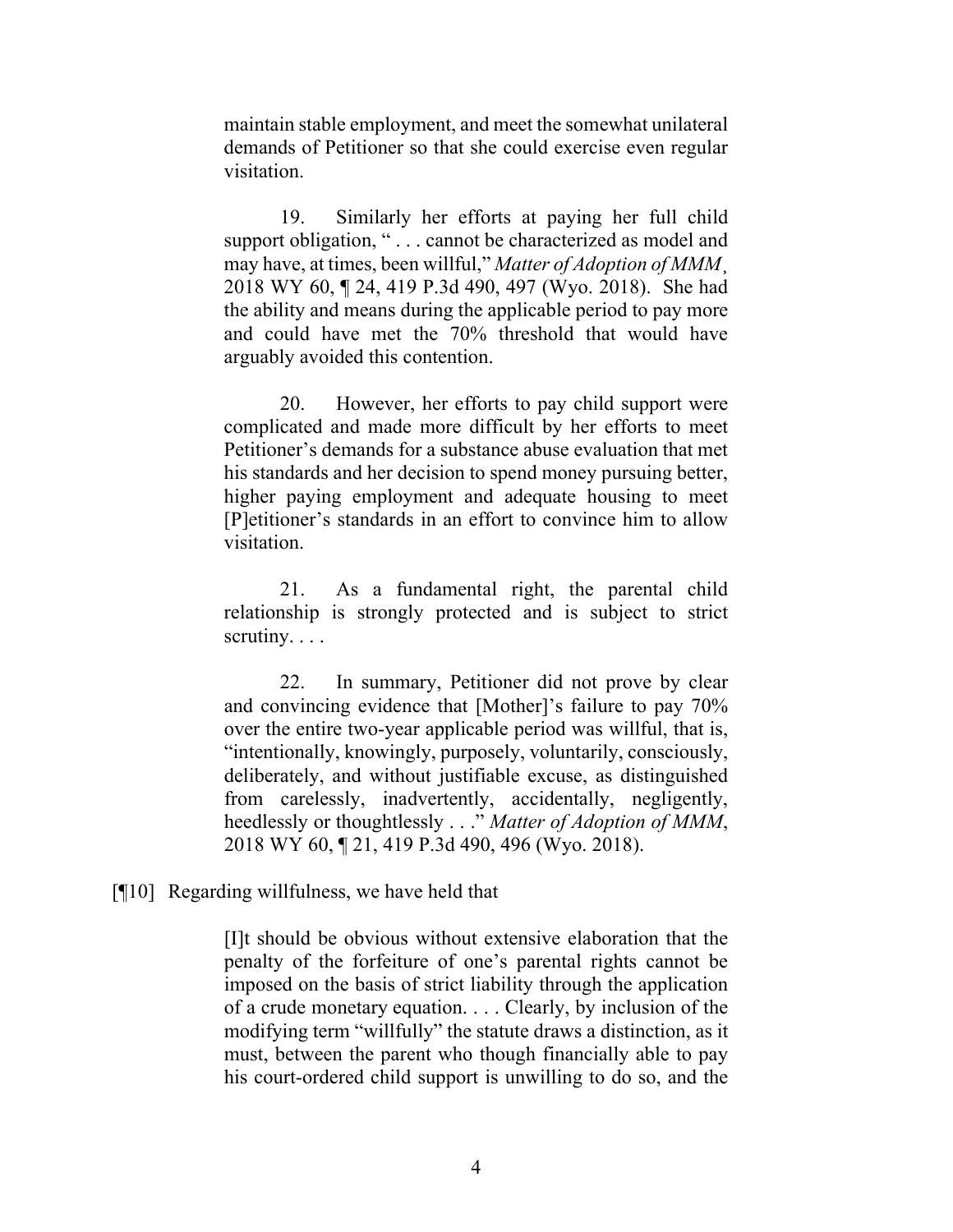maintain stable employment, and meet the somewhat unilateral demands of Petitioner so that she could exercise even regular visitation.

> 19. Similarly her efforts at paying her full child support obligation, " . . . cannot be characterized as model and may have, at times, been willful," *Matter of Adoption of MMM*¸ 2018 WY 60, ¶ 24, 419 P.3d 490, 497 (Wyo. 2018). She had the ability and means during the applicable period to pay more and could have met the 70% threshold that would have arguably avoided this contention.
>
> 20. However, her efforts to pay child support were complicated and made more difficult by her efforts to meet Petitioner's demands for a substance abuse evaluation that met his standards and her decision to spend money pursuing better, higher paying employment and adequate housing to meet [P]etitioner's standards in an effort to convince him to allow visitation.
>
> 21. As a fundamental right, the parental child relationship is strongly protected and is subject to strict scrutiny. . . .
>
> 22. In summary, Petitioner did not prove by clear and convincing evidence that [Mother]'s failure to pay 70% over the entire two-year applicable period was willful, that is, "intentionally, knowingly, purposely, voluntarily, consciously, deliberately, and without justifiable excuse, as distinguished from carelessly, inadvertently, accidentally, negligently, heedlessly or thoughtlessly . . ." *Matter of Adoption of MMM*, 2018 WY 60, ¶ 21, 419 P.3d 490, 496 (Wyo. 2018).

[¶10] Regarding willfulness, we have held that

> [I]t should be obvious without extensive elaboration that the penalty of the forfeiture of one's parental rights cannot be imposed on the basis of strict liability through the application of a crude monetary equation. . . . Clearly, by inclusion of the modifying term "willfully" the statute draws a distinction, as it must, between the parent who though financially able to pay his court-ordered child support is unwilling to do so, and the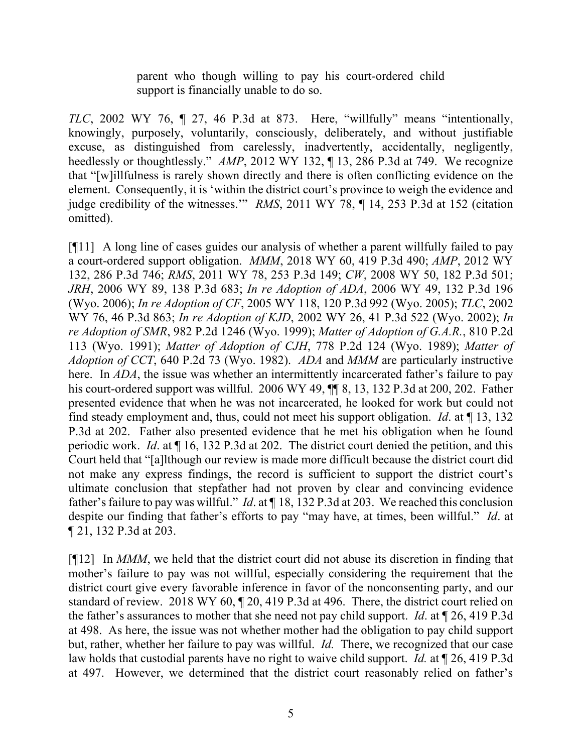> parent who though willing to pay his court-ordered child support is financially unable to do so.

*TLC*, 2002 WY 76, ¶ 27, 46 P.3d at 873. Here, "willfully" means "intentionally, knowingly, purposely, voluntarily, consciously, deliberately, and without justifiable excuse, as distinguished from carelessly, inadvertently, accidentally, negligently, heedlessly or thoughtlessly." *AMP*, 2012 WY 132, ¶ 13, 286 P.3d at 749. We recognize that "[w]illfulness is rarely shown directly and there is often conflicting evidence on the element. Consequently, it is 'within the district court's province to weigh the evidence and judge credibility of the witnesses.'" *RMS*, 2011 WY 78, ¶ 14, 253 P.3d at 152 (citation omitted).

[¶11] A long line of cases guides our analysis of whether a parent willfully failed to pay a court-ordered support obligation. *MMM*, 2018 WY 60, 419 P.3d 490; *AMP*, 2012 WY 132, 286 P.3d 746; *RMS*, 2011 WY 78, 253 P.3d 149; *CW*, 2008 WY 50, 182 P.3d 501; *JRH*, 2006 WY 89, 138 P.3d 683; *In re Adoption of ADA*, 2006 WY 49, 132 P.3d 196 (Wyo. 2006); *In re Adoption of CF*, 2005 WY 118, 120 P.3d 992 (Wyo. 2005); *TLC*, 2002 WY 76, 46 P.3d 863; *In re Adoption of KJD*, 2002 WY 26, 41 P.3d 522 (Wyo. 2002); *In re Adoption of SMR*, 982 P.2d 1246 (Wyo. 1999); *Matter of Adoption of G.A.R.*, 810 P.2d 113 (Wyo. 1991); *Matter of Adoption of CJH*, 778 P.2d 124 (Wyo. 1989); *Matter of Adoption of CCT*, 640 P.2d 73 (Wyo. 1982). *ADA* and *MMM* are particularly instructive here. In *ADA*, the issue was whether an intermittently incarcerated father's failure to pay his court-ordered support was willful. 2006 WY 49, ¶¶ 8, 13, 132 P.3d at 200, 202. Father presented evidence that when he was not incarcerated, he looked for work but could not find steady employment and, thus, could not meet his support obligation. *Id*. at ¶ 13, 132 P.3d at 202. Father also presented evidence that he met his obligation when he found periodic work. *Id*. at ¶ 16, 132 P.3d at 202. The district court denied the petition, and this Court held that "[a]lthough our review is made more difficult because the district court did not make any express findings, the record is sufficient to support the district court's ultimate conclusion that stepfather had not proven by clear and convincing evidence father's failure to pay was willful." *Id*. at ¶ 18, 132 P.3d at 203. We reached this conclusion despite our finding that father's efforts to pay "may have, at times, been willful." *Id*. at ¶ 21, 132 P.3d at 203.

[¶12] In *MMM*, we held that the district court did not abuse its discretion in finding that mother's failure to pay was not willful, especially considering the requirement that the district court give every favorable inference in favor of the nonconsenting party, and our standard of review. 2018 WY 60, ¶ 20, 419 P.3d at 496. There, the district court relied on the father's assurances to mother that she need not pay child support. *Id*. at ¶ 26, 419 P.3d at 498. As here, the issue was not whether mother had the obligation to pay child support but, rather, whether her failure to pay was willful. *Id.* There, we recognized that our case law holds that custodial parents have no right to waive child support. *Id.* at ¶ 26, 419 P.3d at 497. However, we determined that the district court reasonably relied on father's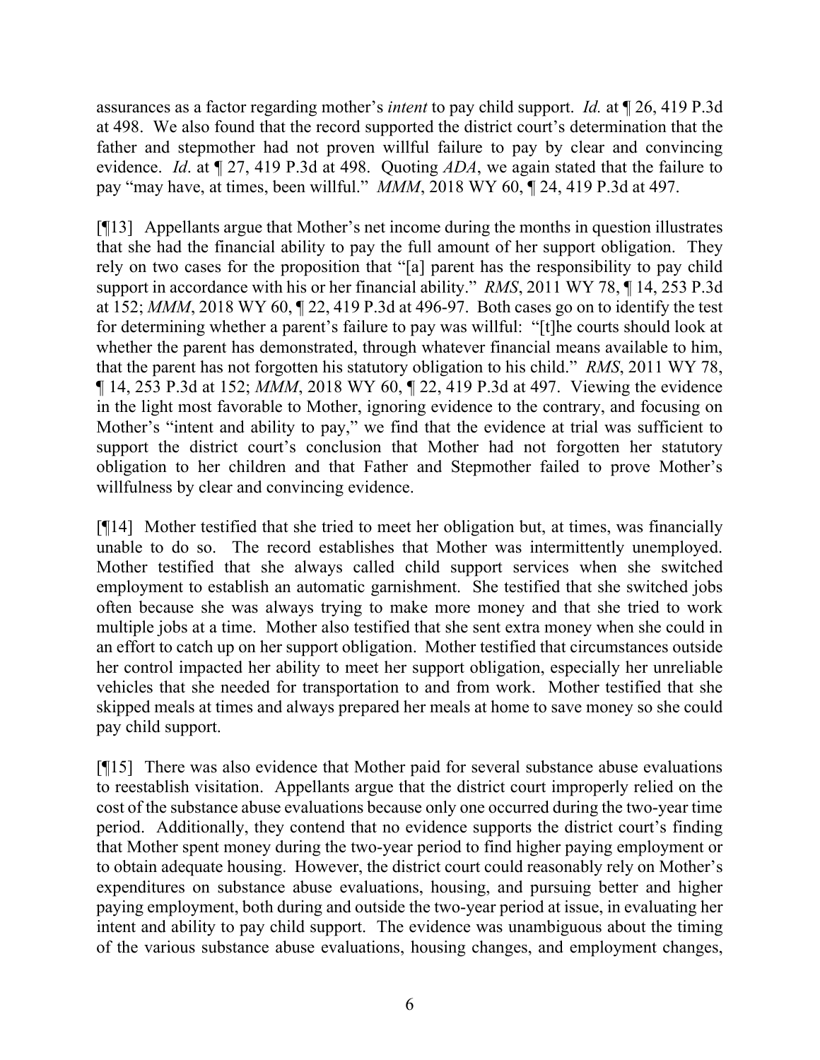assurances as a factor regarding mother's *intent* to pay child support. *Id.* at ¶ 26, 419 P.3d at 498. We also found that the record supported the district court's determination that the father and stepmother had not proven willful failure to pay by clear and convincing evidence. *Id*. at ¶ 27, 419 P.3d at 498. Quoting *ADA*, we again stated that the failure to pay "may have, at times, been willful." *MMM*, 2018 WY 60, ¶ 24, 419 P.3d at 497.

[¶13] Appellants argue that Mother's net income during the months in question illustrates that she had the financial ability to pay the full amount of her support obligation. They rely on two cases for the proposition that "[a] parent has the responsibility to pay child support in accordance with his or her financial ability." *RMS*, 2011 WY 78, ¶ 14, 253 P.3d at 152; *MMM*, 2018 WY 60, ¶ 22, 419 P.3d at 496-97. Both cases go on to identify the test for determining whether a parent's failure to pay was willful: "[t]he courts should look at whether the parent has demonstrated, through whatever financial means available to him, that the parent has not forgotten his statutory obligation to his child." *RMS*, 2011 WY 78, ¶ 14, 253 P.3d at 152; *MMM*, 2018 WY 60, ¶ 22, 419 P.3d at 497. Viewing the evidence in the light most favorable to Mother, ignoring evidence to the contrary, and focusing on Mother's "intent and ability to pay," we find that the evidence at trial was sufficient to support the district court's conclusion that Mother had not forgotten her statutory obligation to her children and that Father and Stepmother failed to prove Mother's willfulness by clear and convincing evidence.

[¶14] Mother testified that she tried to meet her obligation but, at times, was financially unable to do so. The record establishes that Mother was intermittently unemployed. Mother testified that she always called child support services when she switched employment to establish an automatic garnishment. She testified that she switched jobs often because she was always trying to make more money and that she tried to work multiple jobs at a time. Mother also testified that she sent extra money when she could in an effort to catch up on her support obligation. Mother testified that circumstances outside her control impacted her ability to meet her support obligation, especially her unreliable vehicles that she needed for transportation to and from work. Mother testified that she skipped meals at times and always prepared her meals at home to save money so she could pay child support.

[¶15] There was also evidence that Mother paid for several substance abuse evaluations to reestablish visitation. Appellants argue that the district court improperly relied on the cost of the substance abuse evaluations because only one occurred during the two-year time period. Additionally, they contend that no evidence supports the district court's finding that Mother spent money during the two-year period to find higher paying employment or to obtain adequate housing. However, the district court could reasonably rely on Mother's expenditures on substance abuse evaluations, housing, and pursuing better and higher paying employment, both during and outside the two-year period at issue, in evaluating her intent and ability to pay child support. The evidence was unambiguous about the timing of the various substance abuse evaluations, housing changes, and employment changes,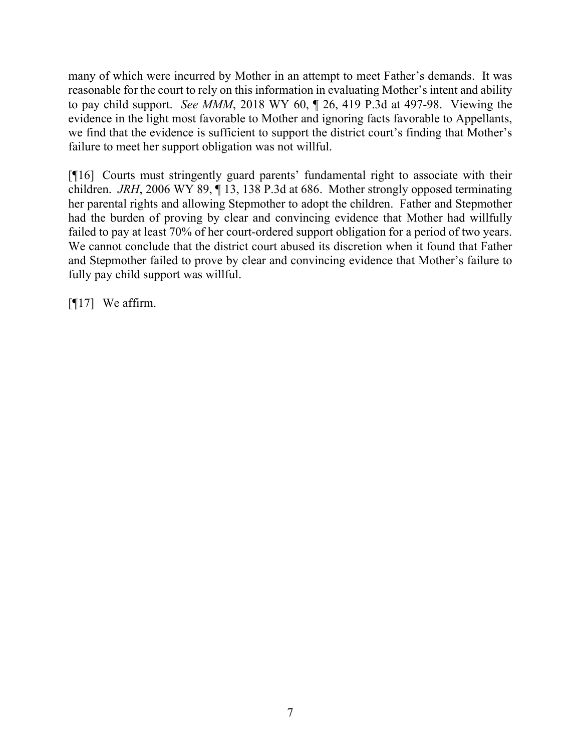many of which were incurred by Mother in an attempt to meet Father's demands. It was reasonable for the court to rely on this information in evaluating Mother's intent and ability to pay child support. *See MMM*, 2018 WY 60, ¶ 26, 419 P.3d at 497-98. Viewing the evidence in the light most favorable to Mother and ignoring facts favorable to Appellants, we find that the evidence is sufficient to support the district court's finding that Mother's failure to meet her support obligation was not willful.

[¶16] Courts must stringently guard parents' fundamental right to associate with their children. *JRH*, 2006 WY 89, ¶ 13, 138 P.3d at 686. Mother strongly opposed terminating her parental rights and allowing Stepmother to adopt the children. Father and Stepmother had the burden of proving by clear and convincing evidence that Mother had willfully failed to pay at least 70% of her court-ordered support obligation for a period of two years. We cannot conclude that the district court abused its discretion when it found that Father and Stepmother failed to prove by clear and convincing evidence that Mother's failure to fully pay child support was willful.

[¶17] We affirm.